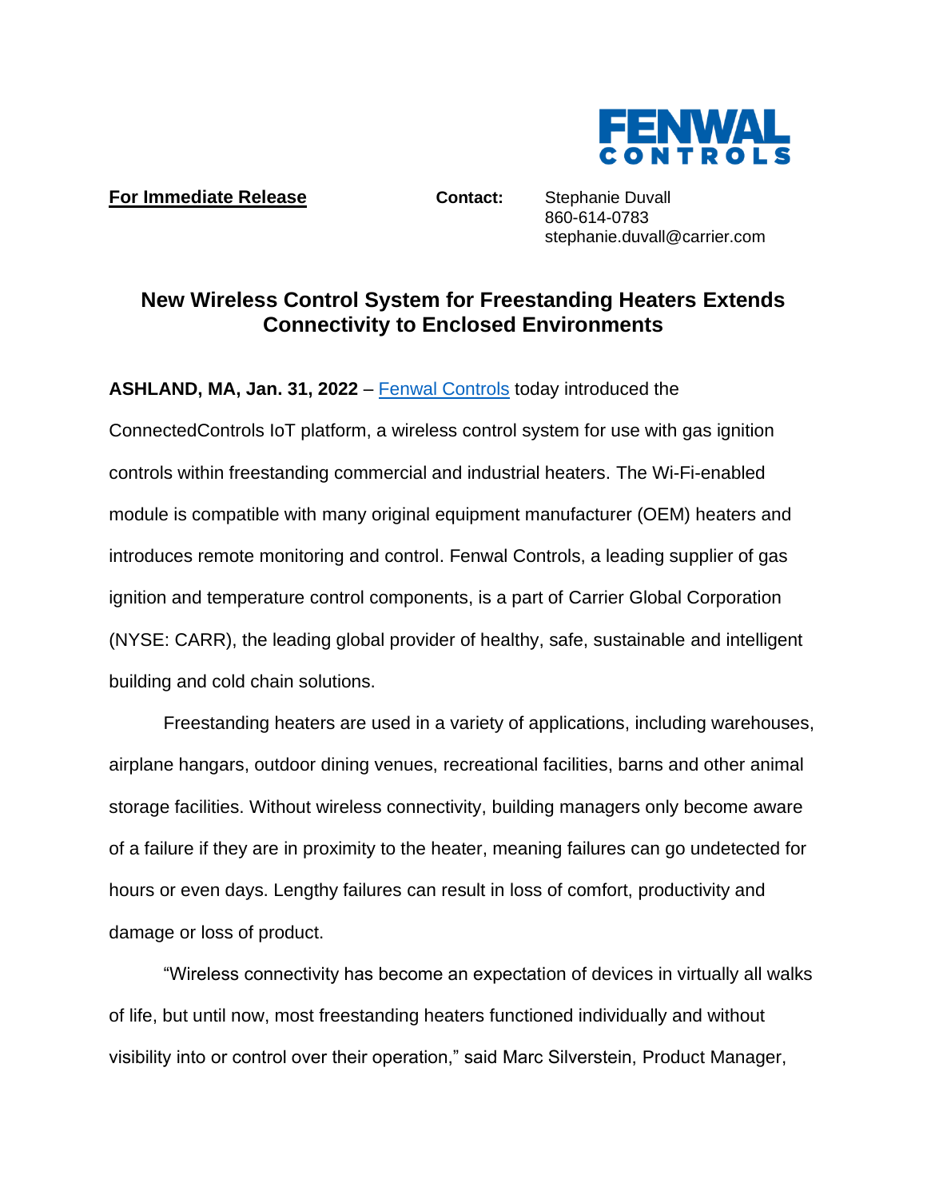FENWAL CONTROLS

**For Immediate Release**

**Contact:** Stephanie Duvall
860-614-0783
stephanie.duvall@carrier.com

# New Wireless Control System for Freestanding Heaters Extends Connectivity to Enclosed Environments

**ASHLAND, MA, Jan. 31, 2022** – Fenwal Controls today introduced the ConnectedControls IoT platform, a wireless control system for use with gas ignition controls within freestanding commercial and industrial heaters. The Wi-Fi-enabled module is compatible with many original equipment manufacturer (OEM) heaters and introduces remote monitoring and control. Fenwal Controls, a leading supplier of gas ignition and temperature control components, is a part of Carrier Global Corporation (NYSE: CARR), the leading global provider of healthy, safe, sustainable and intelligent building and cold chain solutions.

Freestanding heaters are used in a variety of applications, including warehouses, airplane hangars, outdoor dining venues, recreational facilities, barns and other animal storage facilities. Without wireless connectivity, building managers only become aware of a failure if they are in proximity to the heater, meaning failures can go undetected for hours or even days. Lengthy failures can result in loss of comfort, productivity and damage or loss of product.

"Wireless connectivity has become an expectation of devices in virtually all walks of life, but until now, most freestanding heaters functioned individually and without visibility into or control over their operation," said Marc Silverstein, Product Manager,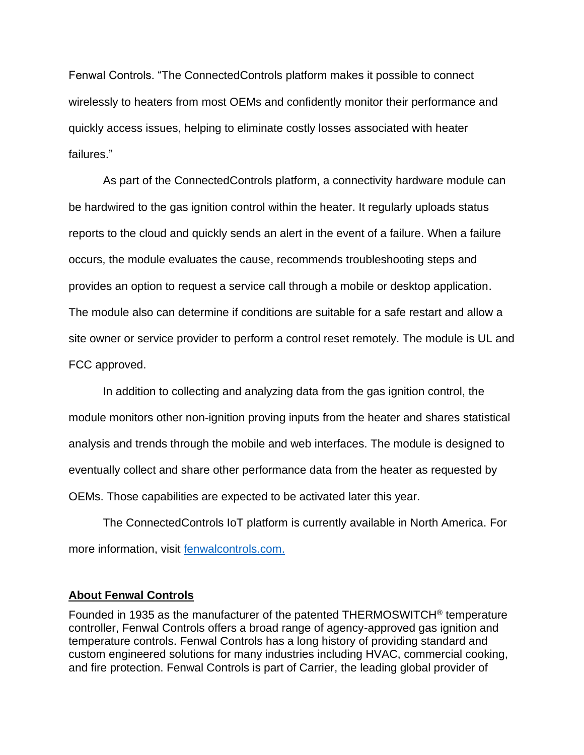Fenwal Controls. "The ConnectedControls platform makes it possible to connect wirelessly to heaters from most OEMs and confidently monitor their performance and quickly access issues, helping to eliminate costly losses associated with heater failures."

As part of the ConnectedControls platform, a connectivity hardware module can be hardwired to the gas ignition control within the heater. It regularly uploads status reports to the cloud and quickly sends an alert in the event of a failure. When a failure occurs, the module evaluates the cause, recommends troubleshooting steps and provides an option to request a service call through a mobile or desktop application. The module also can determine if conditions are suitable for a safe restart and allow a site owner or service provider to perform a control reset remotely. The module is UL and FCC approved.

In addition to collecting and analyzing data from the gas ignition control, the module monitors other non-ignition proving inputs from the heater and shares statistical analysis and trends through the mobile and web interfaces. The module is designed to eventually collect and share other performance data from the heater as requested by OEMs. Those capabilities are expected to be activated later this year.

The ConnectedControls IoT platform is currently available in North America. For more information, visit [fenwalcontrols.com.](fenwalcontrols.com)

## About Fenwal Controls

Founded in 1935 as the manufacturer of the patented THERMOSWITCH® temperature controller, Fenwal Controls offers a broad range of agency-approved gas ignition and temperature controls. Fenwal Controls has a long history of providing standard and custom engineered solutions for many industries including HVAC, commercial cooking, and fire protection. Fenwal Controls is part of Carrier, the leading global provider of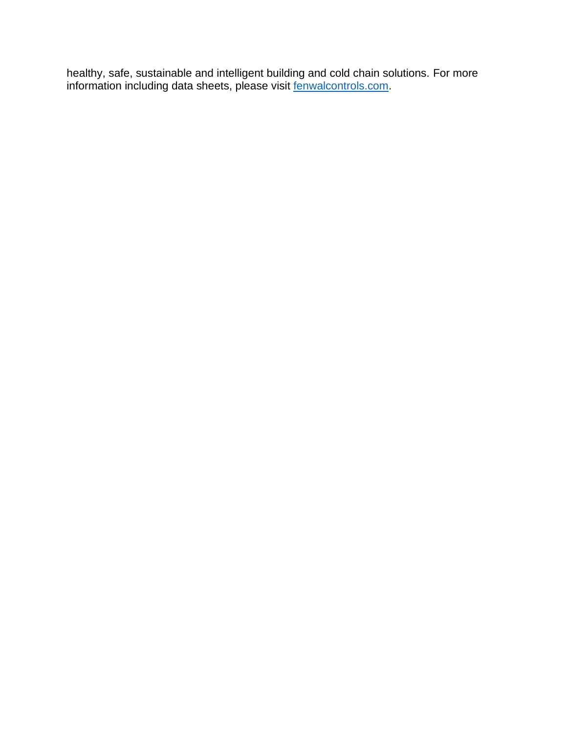healthy, safe, sustainable and intelligent building and cold chain solutions. For more information including data sheets, please visit [fenwalcontrols.com](fenwalcontrols.com).